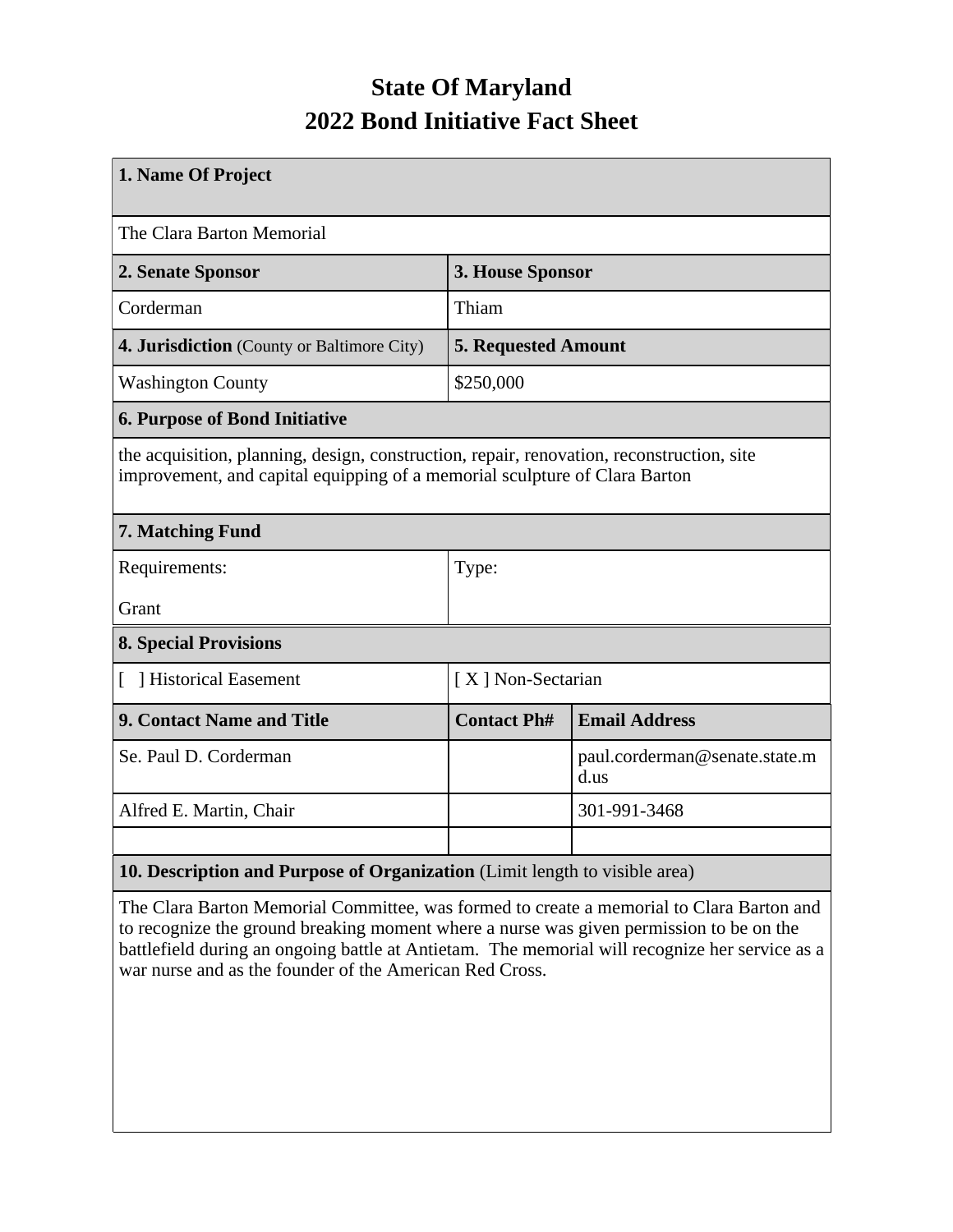# State Of Maryland
# 2022 Bond Initiative Fact Sheet

| 1. Name Of Project | | |
|---|---|---|
| The Clara Barton Memorial | | |
| **2. Senate Sponsor** | **3. House Sponsor** | |
| Corderman | Thiam | |
| **4. Jurisdiction** (County or Baltimore City) | **5. Requested Amount** | |
| Washington County | $250,000 | |
| **6. Purpose of Bond Initiative** | | |
| the acquisition, planning, design, construction, repair, renovation, reconstruction, site improvement, and capital equipping of a memorial sculpture of Clara Barton | | |
| **7. Matching Fund** | | |
| Requirements: Grant | Type: | |
| **8. Special Provisions** | | |
| [ ] Historical Easement | [ X ] Non-Sectarian | |
| **9. Contact Name and Title** | **Contact Ph#** | **Email Address** |
| Se. Paul D. Corderman | | paul.corderman@senate.state.md.us |
| Alfred E. Martin, Chair | | 301-991-3468 |
| | | |
| **10. Description and Purpose of Organization** (Limit length to visible area) | | |
| The Clara Barton Memorial Committee, was formed to create a memorial to Clara Barton and to recognize the ground breaking moment where a nurse was given permission to be on the battlefield during an ongoing battle at Antietam. The memorial will recognize her service as a war nurse and as the founder of the American Red Cross. | | |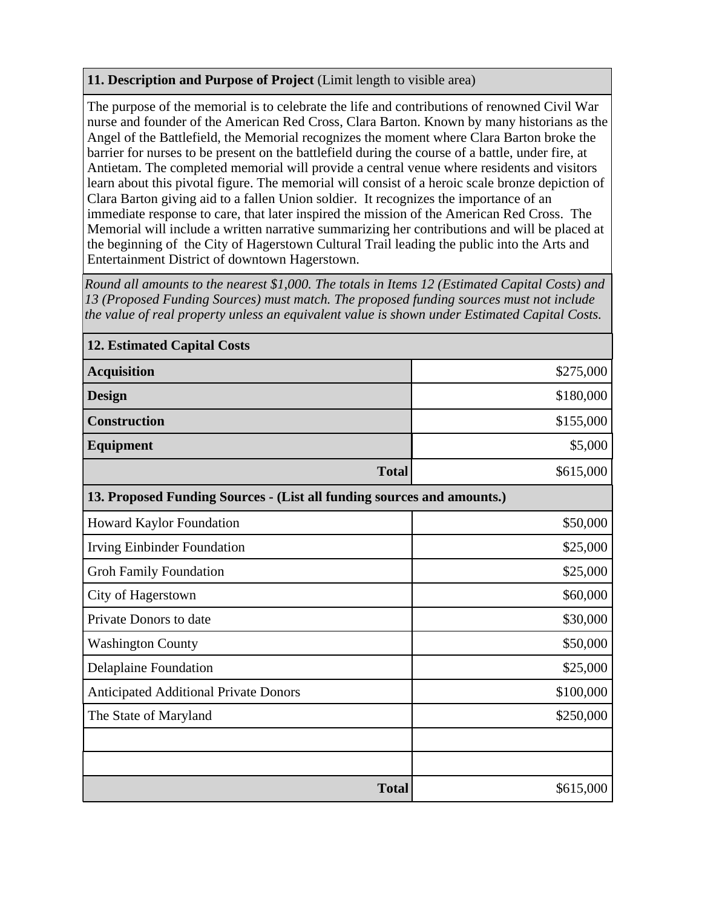**11. Description and Purpose of Project** (Limit length to visible area)

The purpose of the memorial is to celebrate the life and contributions of renowned Civil War nurse and founder of the American Red Cross, Clara Barton. Known by many historians as the Angel of the Battlefield, the Memorial recognizes the moment where Clara Barton broke the barrier for nurses to be present on the battlefield during the course of a battle, under fire, at Antietam. The completed memorial will provide a central venue where residents and visitors learn about this pivotal figure. The memorial will consist of a heroic scale bronze depiction of Clara Barton giving aid to a fallen Union soldier. It recognizes the importance of an immediate response to care, that later inspired the mission of the American Red Cross. The Memorial will include a written narrative summarizing her contributions and will be placed at the beginning of the City of Hagerstown Cultural Trail leading the public into the Arts and Entertainment District of downtown Hagerstown.

*Round all amounts to the nearest $1,000. The totals in Items 12 (Estimated Capital Costs) and 13 (Proposed Funding Sources) must match. The proposed funding sources must not include the value of real property unless an equivalent value is shown under Estimated Capital Costs.*

| **12. Estimated Capital Costs** | |
|---|---|
| **Acquisition** | $275,000 |
| **Design** | $180,000 |
| **Construction** | $155,000 |
| **Equipment** | $5,000 |
| **Total** | $615,000 |

| **13. Proposed Funding Sources - (List all funding sources and amounts.)** | |
|---|---|
| Howard Kaylor Foundation | $50,000 |
| Irving Einbinder Foundation | $25,000 |
| Groh Family Foundation | $25,000 |
| City of Hagerstown | $60,000 |
| Private Donors to date | $30,000 |
| Washington County | $50,000 |
| Delaplaine Foundation | $25,000 |
| Anticipated Additional Private Donors | $100,000 |
| The State of Maryland | $250,000 |
| | |
| | |
| **Total** | $615,000 |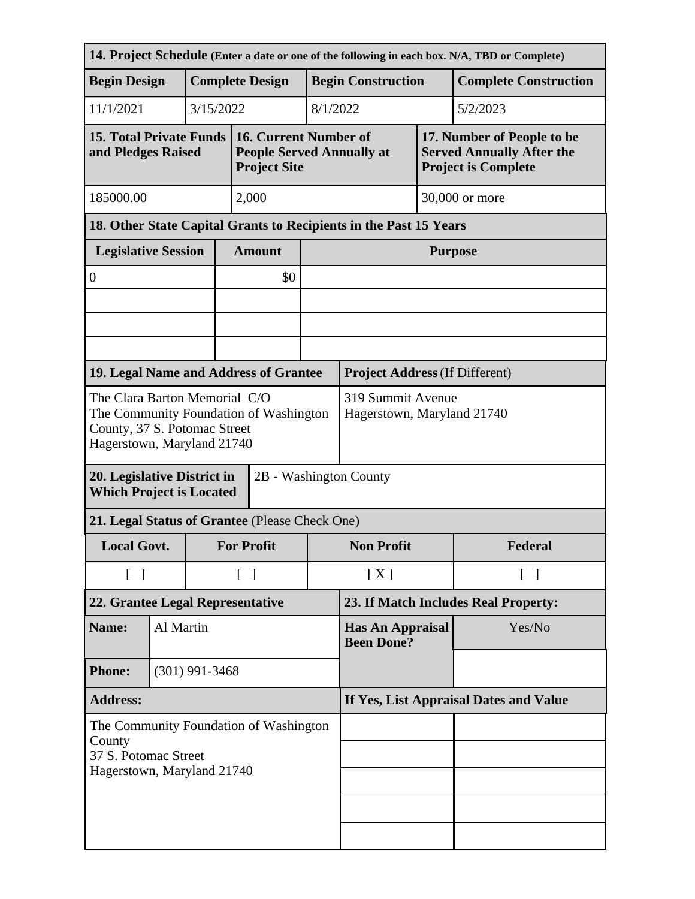## 14. Project Schedule (Enter a date or one of the following in each box. N/A, TBD or Complete)

| Begin Design | Complete Design | Begin Construction | Complete Construction |
|---|---|---|---|
| 11/1/2021 | 3/15/2022 | 8/1/2022 | 5/2/2023 |

| 15. Total Private Funds and Pledges Raised | 16. Current Number of People Served Annually at Project Site | 17. Number of People to be Served Annually After the Project is Complete |
|---|---|---|
| 185000.00 | 2,000 | 30,000 or more |

## 18. Other State Capital Grants to Recipients in the Past 15 Years

| Legislative Session | Amount | Purpose |
|---|---|---|
| 0 | $0 | |
| | | |
| | | |
| | | |

| 19. Legal Name and Address of Grantee | Project Address (If Different) |
|---|---|
| The Clara Barton Memorial C/O The Community Foundation of Washington County, 37 S. Potomac Street Hagerstown, Maryland 21740 | 319 Summit Avenue Hagerstown, Maryland 21740 |

| 20. Legislative District in Which Project is Located | 2B - Washington County |
|---|---|

## 21. Legal Status of Grantee (Please Check One)

| Local Govt. | For Profit | Non Profit | Federal |
|---|---|---|---|
| [ ] | [ ] | [ X ] | [ ] |

| 22. Grantee Legal Representative | | 23. If Match Includes Real Property: | |
|---|---|---|---|
| **Name:** | Al Martin | **Has An Appraisal Been Done?** | Yes/No |
| **Phone:** | (301) 991-3468 | | |
| **Address:** | | **If Yes, List Appraisal Dates and Value** | |
| The Community Foundation of Washington County<br>37 S. Potomac Street<br>Hagerstown, Maryland 21740 | | | |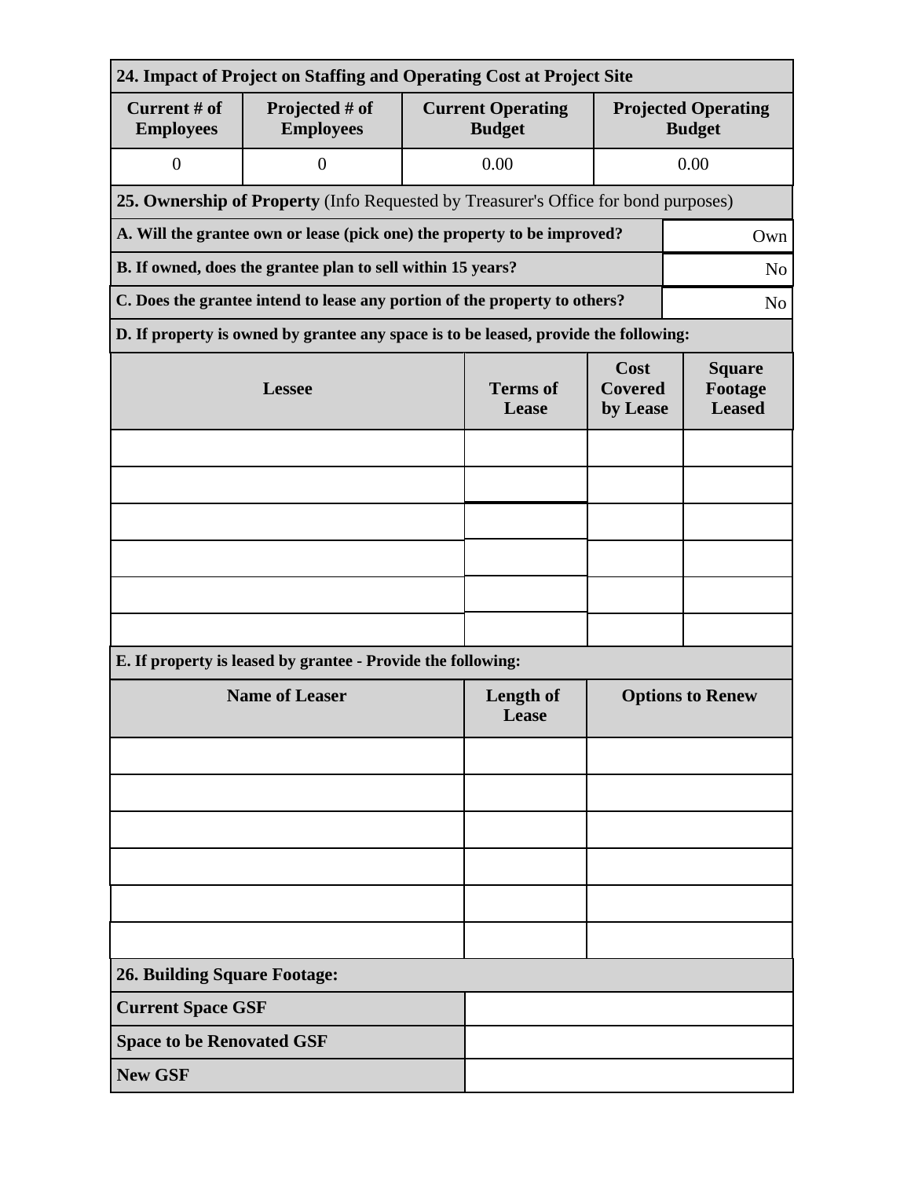### 24. Impact of Project on Staffing and Operating Cost at Project Site

| Current # of Employees | Projected # of Employees | Current Operating Budget | Projected Operating Budget |
|---|---|---|---|
| 0 | 0 | 0.00 | 0.00 |

### 25. Ownership of Property (Info Requested by Treasurer's Office for bond purposes)

| Question | Answer |
|---|---|
| **A. Will the grantee own or lease (pick one) the property to be improved?** | Own |
| **B. If owned, does the grantee plan to sell within 15 years?** | No |
| **C. Does the grantee intend to lease any portion of the property to others?** | No |

**D. If property is owned by grantee any space is to be leased, provide the following:**

| Lessee | Terms of Lease | Cost Covered by Lease | Square Footage Leased |
|---|---|---|---|
| | | | |
| | | | |
| | | | |
| | | | |
| | | | |
| | | | |

**E. If property is leased by grantee - Provide the following:**

| Name of Leaser | Length of Lease | Options to Renew |
|---|---|---|
| | | |
| | | |
| | | |
| | | |
| | | |
| | | |

### 26. Building Square Footage:

| | |
|---|---|
| **Current Space GSF** | |
| **Space to be Renovated GSF** | |
| **New GSF** | |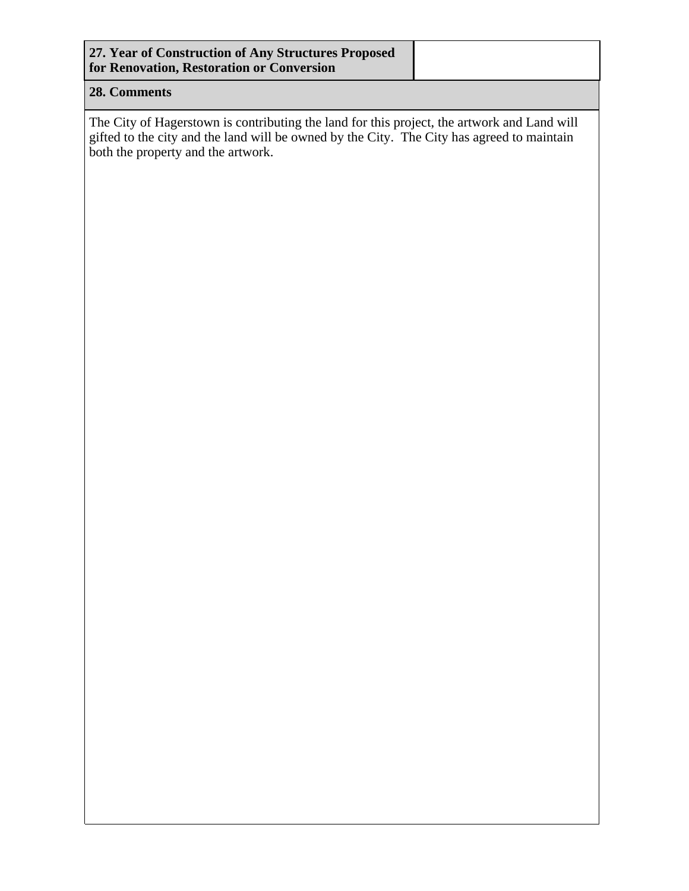| 27. Year of Construction of Any Structures Proposed for Renovation, Restoration or Conversion | |
| --- | --- |

**28. Comments**

The City of Hagerstown is contributing the land for this project, the artwork and Land will gifted to the city and the land will be owned by the City. The City has agreed to maintain both the property and the artwork.